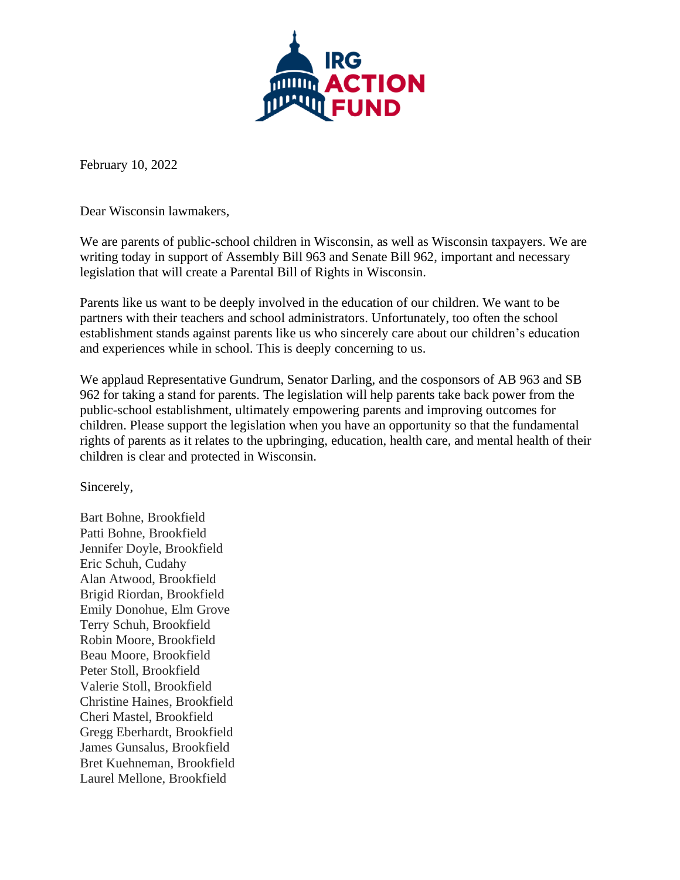IRG ACTION FUND

February 10, 2022

Dear Wisconsin lawmakers,

We are parents of public-school children in Wisconsin, as well as Wisconsin taxpayers. We are writing today in support of Assembly Bill 963 and Senate Bill 962, important and necessary legislation that will create a Parental Bill of Rights in Wisconsin.

Parents like us want to be deeply involved in the education of our children. We want to be partners with their teachers and school administrators. Unfortunately, too often the school establishment stands against parents like us who sincerely care about our children's education and experiences while in school. This is deeply concerning to us.

We applaud Representative Gundrum, Senator Darling, and the cosponsors of AB 963 and SB 962 for taking a stand for parents. The legislation will help parents take back power from the public-school establishment, ultimately empowering parents and improving outcomes for children. Please support the legislation when you have an opportunity so that the fundamental rights of parents as it relates to the upbringing, education, health care, and mental health of their children is clear and protected in Wisconsin.

Sincerely,

Bart Bohne, Brookfield
Patti Bohne, Brookfield
Jennifer Doyle, Brookfield
Eric Schuh, Cudahy
Alan Atwood, Brookfield
Brigid Riordan, Brookfield
Emily Donohue, Elm Grove
Terry Schuh, Brookfield
Robin Moore, Brookfield
Beau Moore, Brookfield
Peter Stoll, Brookfield
Valerie Stoll, Brookfield
Christine Haines, Brookfield
Cheri Mastel, Brookfield
Gregg Eberhardt, Brookfield
James Gunsalus, Brookfield
Bret Kuehneman, Brookfield
Laurel Mellone, Brookfield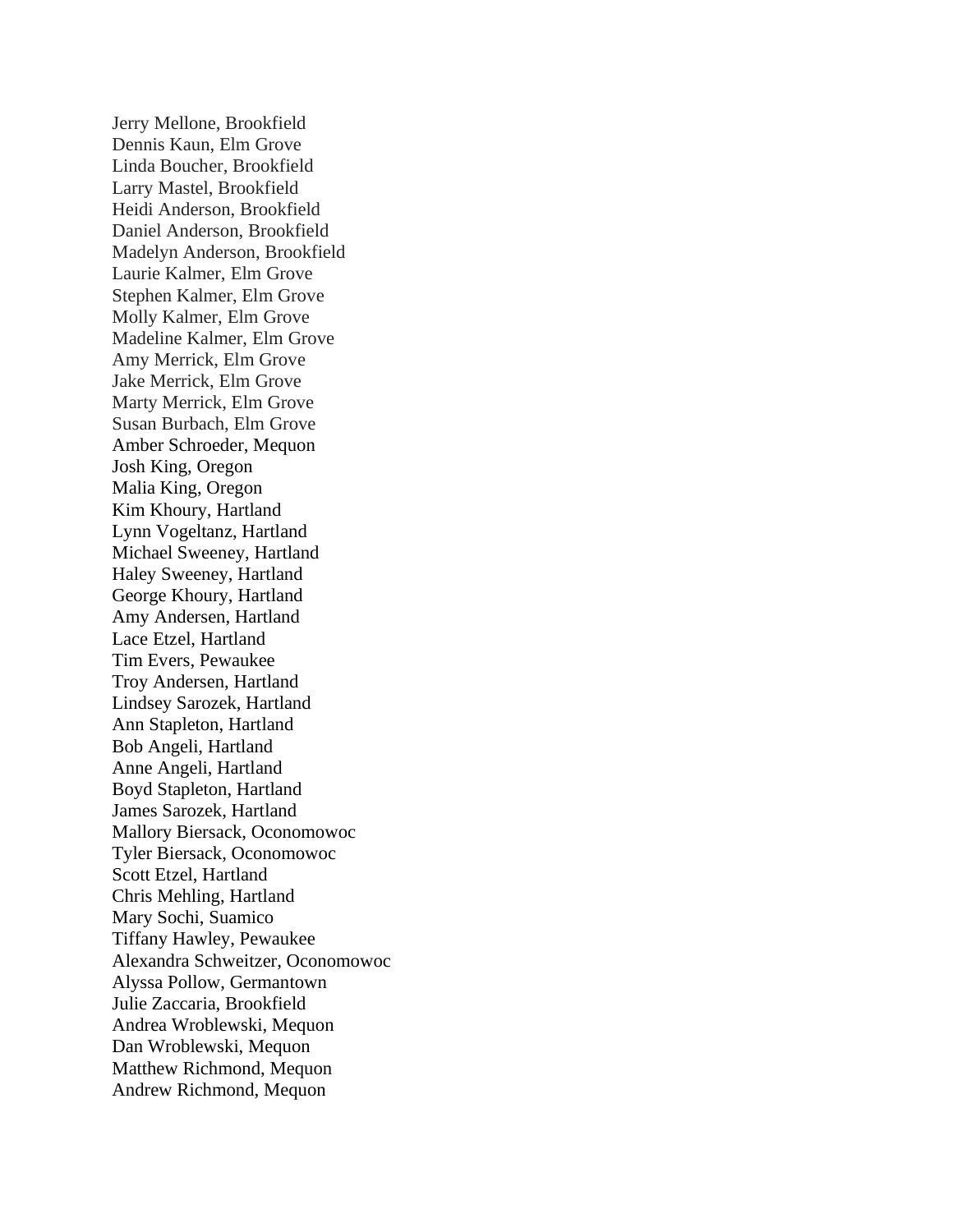Jerry Mellone, Brookfield
Dennis Kaun, Elm Grove
Linda Boucher, Brookfield
Larry Mastel, Brookfield
Heidi Anderson, Brookfield
Daniel Anderson, Brookfield
Madelyn Anderson, Brookfield
Laurie Kalmer, Elm Grove
Stephen Kalmer, Elm Grove
Molly Kalmer, Elm Grove
Madeline Kalmer, Elm Grove
Amy Merrick, Elm Grove
Jake Merrick, Elm Grove
Marty Merrick, Elm Grove
Susan Burbach, Elm Grove
Amber Schroeder, Mequon
Josh King, Oregon
Malia King, Oregon
Kim Khoury, Hartland
Lynn Vogeltanz, Hartland
Michael Sweeney, Hartland
Haley Sweeney, Hartland
George Khoury, Hartland
Amy Andersen, Hartland
Lace Etzel, Hartland
Tim Evers, Pewaukee
Troy Andersen, Hartland
Lindsey Sarozek, Hartland
Ann Stapleton, Hartland
Bob Angeli, Hartland
Anne Angeli, Hartland
Boyd Stapleton, Hartland
James Sarozek, Hartland
Mallory Biersack, Oconomowoc
Tyler Biersack, Oconomowoc
Scott Etzel, Hartland
Chris Mehling, Hartland
Mary Sochi, Suamico
Tiffany Hawley, Pewaukee
Alexandra Schweitzer, Oconomowoc
Alyssa Pollow, Germantown
Julie Zaccaria, Brookfield
Andrea Wroblewski, Mequon
Dan Wroblewski, Mequon
Matthew Richmond, Mequon
Andrew Richmond, Mequon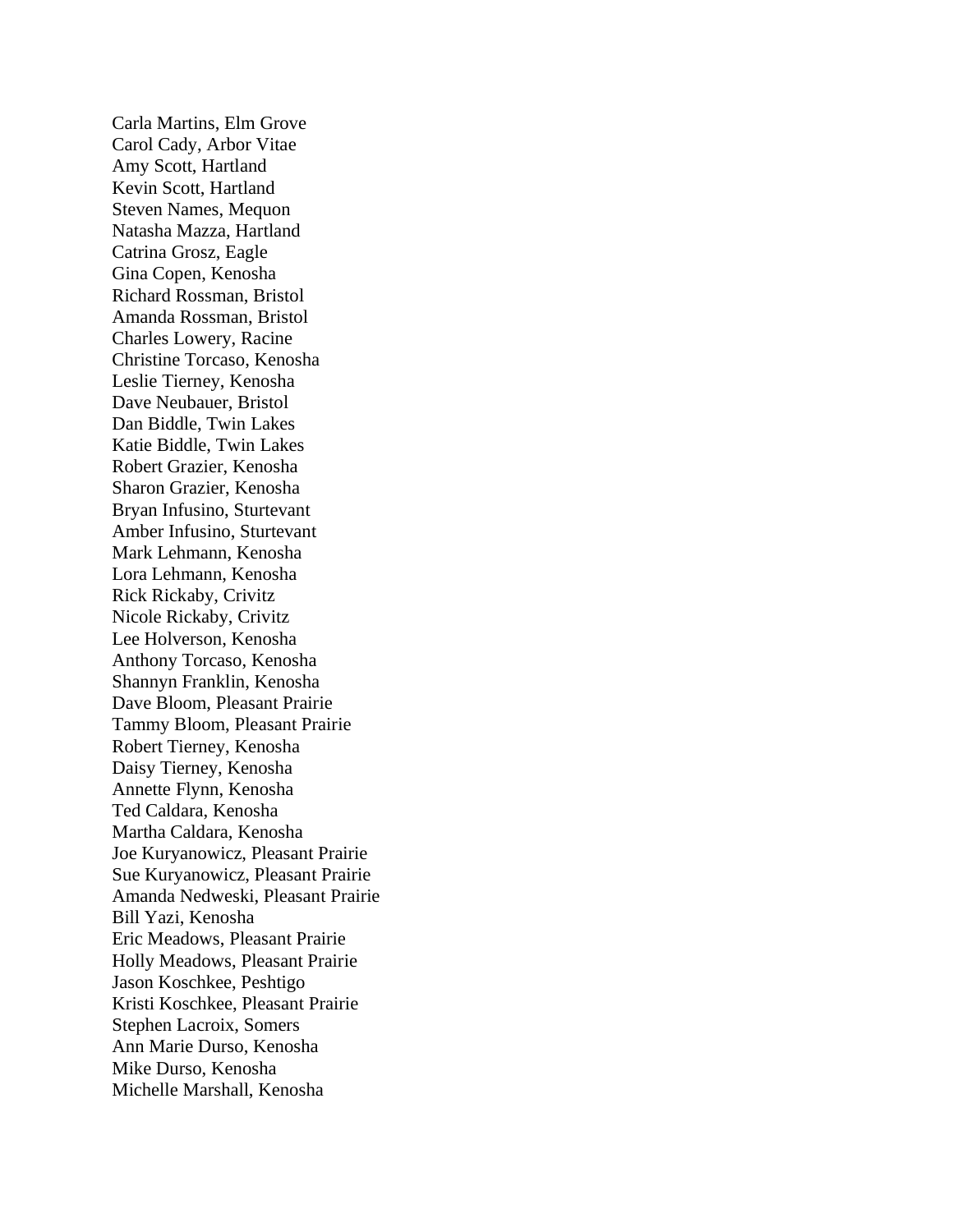Carla Martins, Elm Grove
Carol Cady, Arbor Vitae
Amy Scott, Hartland
Kevin Scott, Hartland
Steven Names, Mequon
Natasha Mazza, Hartland
Catrina Grosz, Eagle
Gina Copen, Kenosha
Richard Rossman, Bristol
Amanda Rossman, Bristol
Charles Lowery, Racine
Christine Torcaso, Kenosha
Leslie Tierney, Kenosha
Dave Neubauer, Bristol
Dan Biddle, Twin Lakes
Katie Biddle, Twin Lakes
Robert Grazier, Kenosha
Sharon Grazier, Kenosha
Bryan Infusino, Sturtevant
Amber Infusino, Sturtevant
Mark Lehmann, Kenosha
Lora Lehmann, Kenosha
Rick Rickaby, Crivitz
Nicole Rickaby, Crivitz
Lee Holverson, Kenosha
Anthony Torcaso, Kenosha
Shannyn Franklin, Kenosha
Dave Bloom, Pleasant Prairie
Tammy Bloom, Pleasant Prairie
Robert Tierney, Kenosha
Daisy Tierney, Kenosha
Annette Flynn, Kenosha
Ted Caldara, Kenosha
Martha Caldara, Kenosha
Joe Kuryanowicz, Pleasant Prairie
Sue Kuryanowicz, Pleasant Prairie
Amanda Nedweski, Pleasant Prairie
Bill Yazi, Kenosha
Eric Meadows, Pleasant Prairie
Holly Meadows, Pleasant Prairie
Jason Koschkee, Peshtigo
Kristi Koschkee, Pleasant Prairie
Stephen Lacroix, Somers
Ann Marie Durso, Kenosha
Mike Durso, Kenosha
Michelle Marshall, Kenosha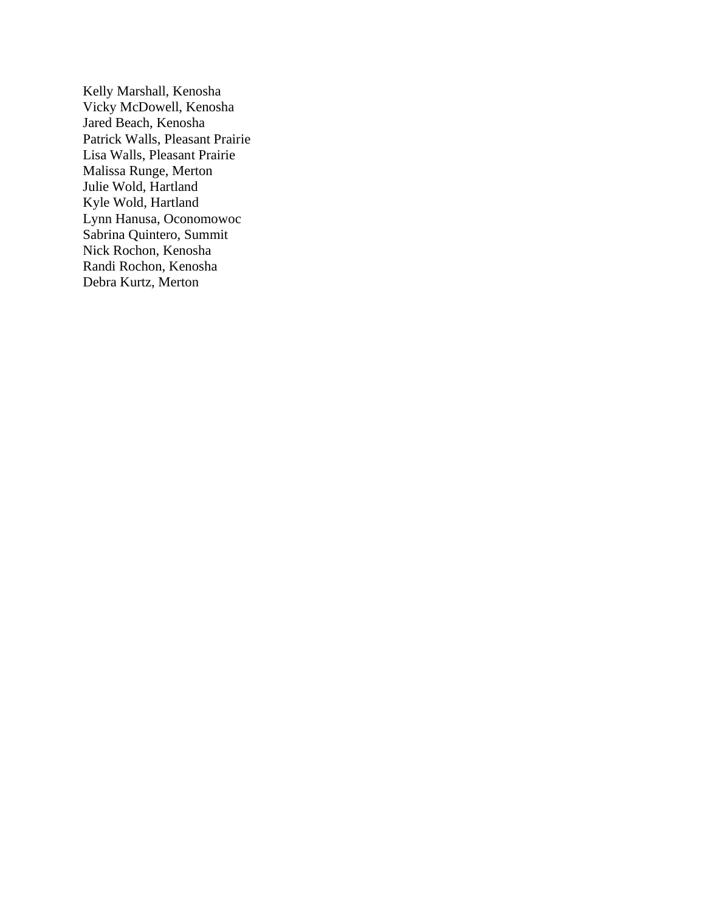Kelly Marshall, Kenosha
Vicky McDowell, Kenosha
Jared Beach, Kenosha
Patrick Walls, Pleasant Prairie
Lisa Walls, Pleasant Prairie
Malissa Runge, Merton
Julie Wold, Hartland
Kyle Wold, Hartland
Lynn Hanusa, Oconomowoc
Sabrina Quintero, Summit
Nick Rochon, Kenosha
Randi Rochon, Kenosha
Debra Kurtz, Merton